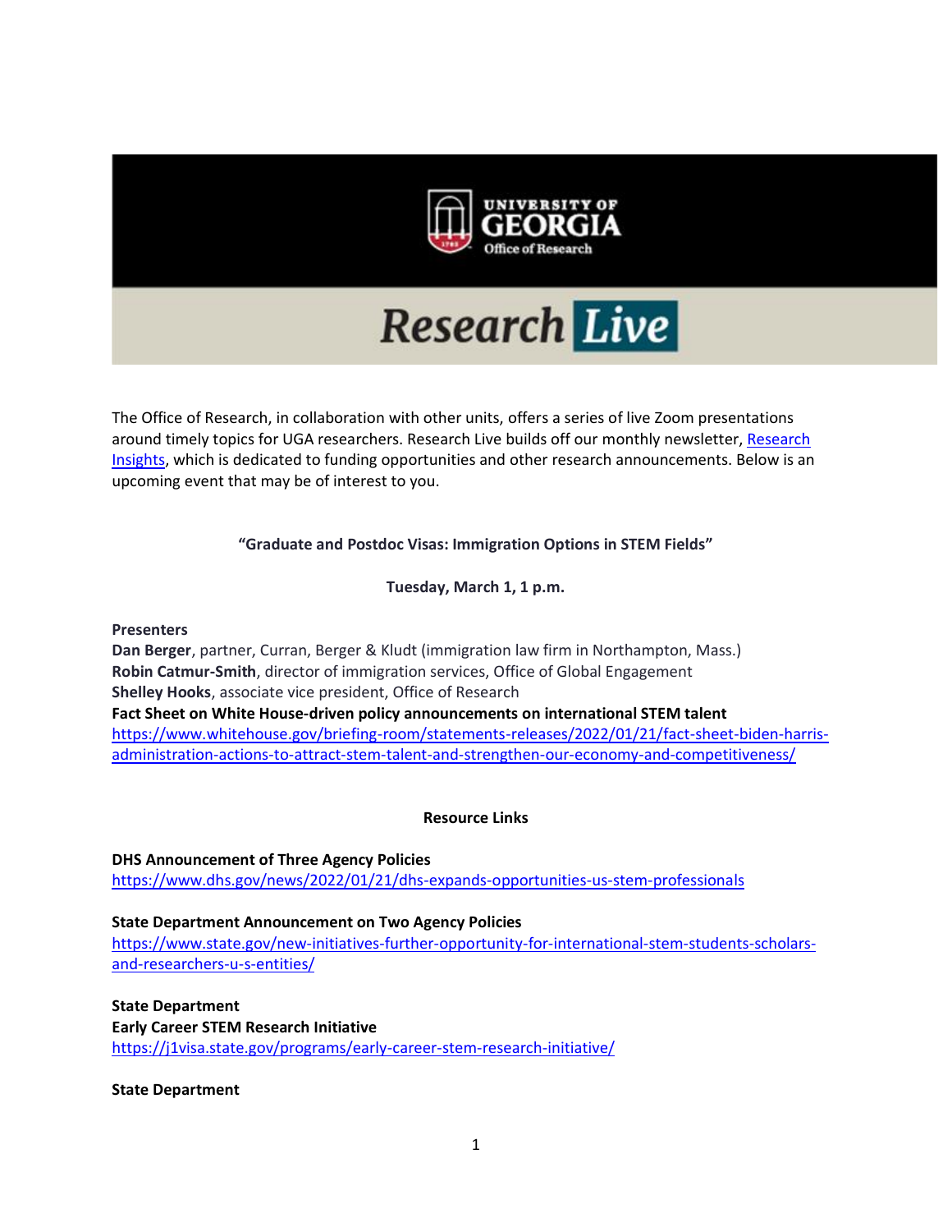UNIVERSITY OF GEORGIA
Office of Research

# Research Live

The Office of Research, in collaboration with other units, offers a series of live Zoom presentations around timely topics for UGA researchers. Research Live builds off our monthly newsletter, Research Insights, which is dedicated to funding opportunities and other research announcements. Below is an upcoming event that may be of interest to you.

**"Graduate and Postdoc Visas: Immigration Options in STEM Fields"**

**Tuesday, March 1, 1 p.m.**

**Presenters**
**Dan Berger**, partner, Curran, Berger & Kludt (immigration law firm in Northampton, Mass.)
**Robin Catmur-Smith**, director of immigration services, Office of Global Engagement
**Shelley Hooks**, associate vice president, Office of Research
**Fact Sheet on White House-driven policy announcements on international STEM talent**
https://www.whitehouse.gov/briefing-room/statements-releases/2022/01/21/fact-sheet-biden-harris-administration-actions-to-attract-stem-talent-and-strengthen-our-economy-and-competitiveness/

## Resource Links

**DHS Announcement of Three Agency Policies**
https://www.dhs.gov/news/2022/01/21/dhs-expands-opportunities-us-stem-professionals

**State Department Announcement on Two Agency Policies**
https://www.state.gov/new-initiatives-further-opportunity-for-international-stem-students-scholars-and-researchers-u-s-entities/

**State Department**
**Early Career STEM Research Initiative**
https://j1visa.state.gov/programs/early-career-stem-research-initiative/

**State Department**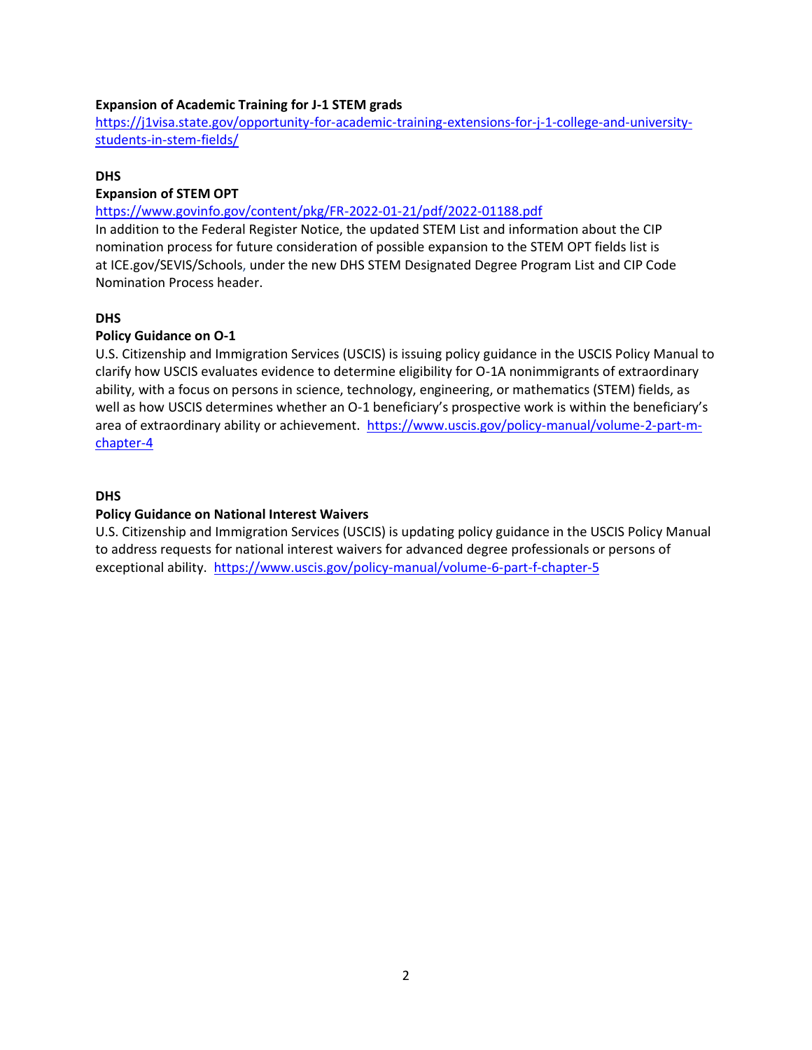**Expansion of Academic Training for J-1 STEM grads**

https://j1visa.state.gov/opportunity-for-academic-training-extensions-for-j-1-college-and-university-students-in-stem-fields/

**DHS**

**Expansion of STEM OPT**

https://www.govinfo.gov/content/pkg/FR-2022-01-21/pdf/2022-01188.pdf

In addition to the Federal Register Notice, the updated STEM List and information about the CIP nomination process for future consideration of possible expansion to the STEM OPT fields list is at ICE.gov/SEVIS/Schools, under the new DHS STEM Designated Degree Program List and CIP Code Nomination Process header.

**DHS**

**Policy Guidance on O-1**

U.S. Citizenship and Immigration Services (USCIS) is issuing policy guidance in the USCIS Policy Manual to clarify how USCIS evaluates evidence to determine eligibility for O-1A nonimmigrants of extraordinary ability, with a focus on persons in science, technology, engineering, or mathematics (STEM) fields, as well as how USCIS determines whether an O-1 beneficiary's prospective work is within the beneficiary's area of extraordinary ability or achievement. https://www.uscis.gov/policy-manual/volume-2-part-m-chapter-4

**DHS**

**Policy Guidance on National Interest Waivers**

U.S. Citizenship and Immigration Services (USCIS) is updating policy guidance in the USCIS Policy Manual to address requests for national interest waivers for advanced degree professionals or persons of exceptional ability. https://www.uscis.gov/policy-manual/volume-6-part-f-chapter-5